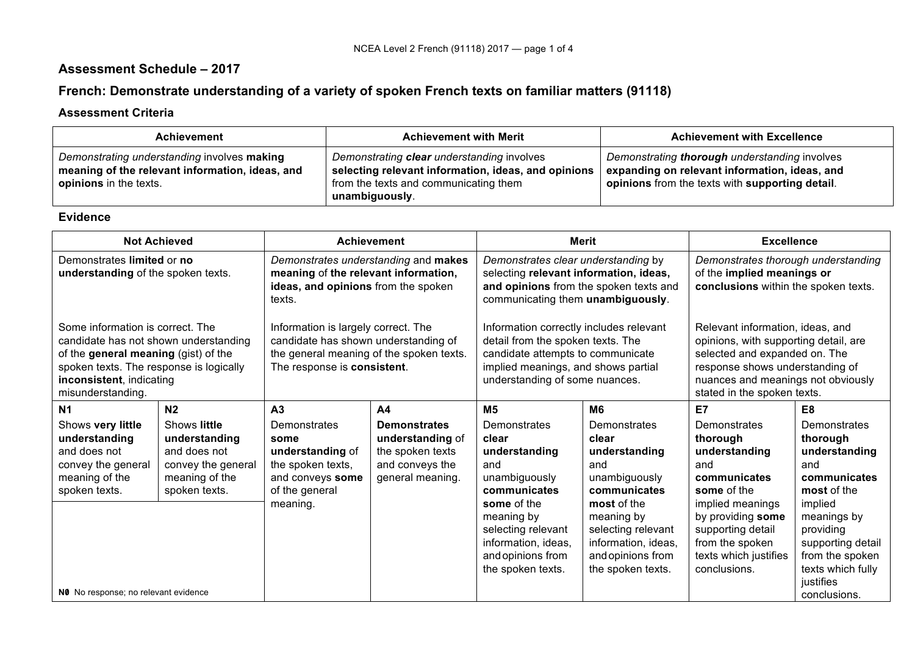## Assessment Schedule – 2017

## French: Demonstrate understanding of a variety of spoken French texts on familiar matters (91118)

### Assessment Criteria

| Achievement | Achievement with Merit | Achievement with Excellence |
|---|---|---|
| *Demonstrating understanding* involves **making meaning of the relevant information, ideas, and opinions** in the texts. | *Demonstrating **clear** understanding* involves **selecting relevant information, ideas, and opinions** from the texts and communicating them **unambiguously**. | *Demonstrating **thorough** understanding* involves **expanding on relevant information, ideas, and opinions** from the texts with **supporting detail**. |

### Evidence

| Not Achieved | | Achievement | | Merit | | Excellence | |
|---|---|---|---|---|---|---|---|
| Demonstrates **limited** or **no understanding** of the spoken texts. | | *Demonstrates understanding* and **makes meaning** of **the relevant information, ideas, and opinions** from the spoken texts. | | *Demonstrates clear understanding* by selecting **relevant information, ideas, and opinions** from the spoken texts and communicating them **unambiguously**. | | *Demonstrates thorough understanding* of the **implied meanings or conclusions** within the spoken texts. | |
| Some information is correct. The candidate has not shown understanding of the **general meaning** (gist) of the spoken texts. The response is logically **inconsistent**, indicating misunderstanding. | | Information is largely correct. The candidate has shown understanding of the general meaning of the spoken texts. The response is **consistent**. | | Information correctly includes relevant detail from the spoken texts. The candidate attempts to communicate implied meanings, and shows partial understanding of some nuances. | | Relevant information, ideas, and opinions, with supporting detail, are selected and expanded on. The response shows understanding of nuances and meanings not obviously stated in the spoken texts. | |
| **N1** | **N2** | **A3** | **A4** | **M5** | **M6** | **E7** | **E8** |
| Shows **very little understanding** and does not convey the general meaning of the spoken texts. | Shows **little understanding** and does not convey the general meaning of the spoken texts. | Demonstrates **some understanding** of the spoken texts, and conveys **some** of the general meaning. | **Demonstrates understanding** of the spoken texts and conveys the general meaning. | Demonstrates **clear understanding** and unambiguously **communicates some** of the meaning by selecting relevant information, ideas, and opinions from the spoken texts. | Demonstrates **clear understanding** and unambiguously **communicates most** of the meaning by selecting relevant information, ideas, and opinions from the spoken texts. | Demonstrates **thorough understanding** and **communicates some** of the implied meanings by providing **some** supporting detail from the spoken texts which justifies conclusions. | Demonstrates **thorough understanding** and **communicates most** of the implied meanings by providing supporting detail from the spoken texts which fully justifies conclusions. |
| **N0** No response; no relevant evidence | | | | | | | |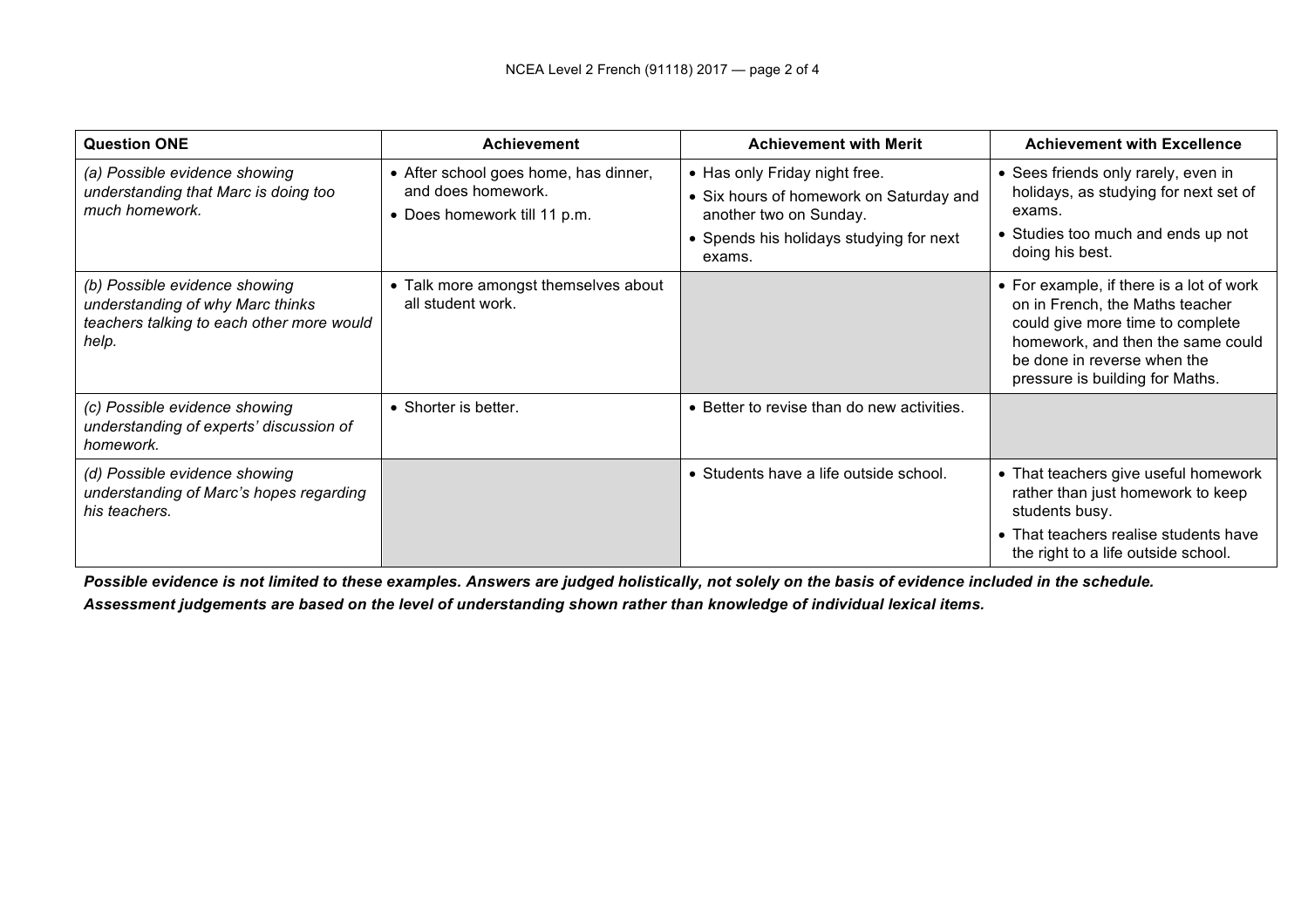| Question ONE | Achievement | Achievement with Merit | Achievement with Excellence |
|---|---|---|---|
| *(a) Possible evidence showing understanding that Marc is doing too much homework.* | • After school goes home, has dinner, and does homework.<br>• Does homework till 11 p.m. | • Has only Friday night free.<br>• Six hours of homework on Saturday and another two on Sunday.<br>• Spends his holidays studying for next exams. | • Sees friends only rarely, even in holidays, as studying for next set of exams.<br>• Studies too much and ends up not doing his best. |
| *(b) Possible evidence showing understanding of why Marc thinks teachers talking to each other more would help.* | • Talk more amongst themselves about all student work. | | • For example, if there is a lot of work on in French, the Maths teacher could give more time to complete homework, and then the same could be done in reverse when the pressure is building for Maths. |
| *(c) Possible evidence showing understanding of experts' discussion of homework.* | • Shorter is better. | • Better to revise than do new activities. | |
| *(d) Possible evidence showing understanding of Marc's hopes regarding his teachers.* | | • Students have a life outside school. | • That teachers give useful homework rather than just homework to keep students busy.<br>• That teachers realise students have the right to a life outside school. |

***Possible evidence is not limited to these examples. Answers are judged holistically, not solely on the basis of evidence included in the schedule.***

***Assessment judgements are based on the level of understanding shown rather than knowledge of individual lexical items.***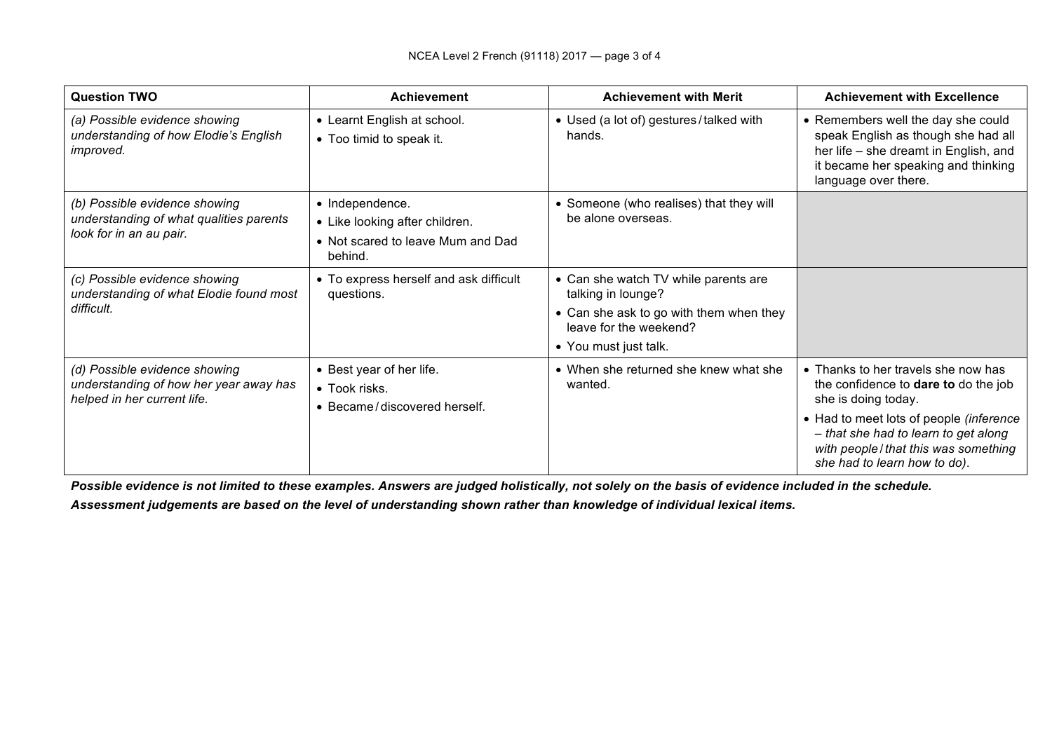| Question TWO | Achievement | Achievement with Merit | Achievement with Excellence |
|---|---|---|---|
| *(a) Possible evidence showing understanding of how Elodie's English improved.* | • Learnt English at school.<br>• Too timid to speak it. | • Used (a lot of) gestures / talked with hands. | • Remembers well the day she could speak English as though she had all her life – she dreamt in English, and it became her speaking and thinking language over there. |
| *(b) Possible evidence showing understanding of what qualities parents look for in an au pair.* | • Independence.<br>• Like looking after children.<br>• Not scared to leave Mum and Dad behind. | • Someone (who realises) that they will be alone overseas. | |
| *(c) Possible evidence showing understanding of what Elodie found most difficult.* | • To express herself and ask difficult questions. | • Can she watch TV while parents are talking in lounge?<br>• Can she ask to go with them when they leave for the weekend?<br>• You must just talk. | |
| *(d) Possible evidence showing understanding of how her year away has helped in her current life.* | • Best year of her life.<br>• Took risks.<br>• Became / discovered herself. | • When she returned she knew what she wanted. | • Thanks to her travels she now has the confidence to **dare to** do the job she is doing today.<br>• Had to meet lots of people *(inference – that she had to learn to get along with people / that this was something she had to learn how to do)*. |

***Possible evidence is not limited to these examples. Answers are judged holistically, not solely on the basis of evidence included in the schedule.***

***Assessment judgements are based on the level of understanding shown rather than knowledge of individual lexical items.***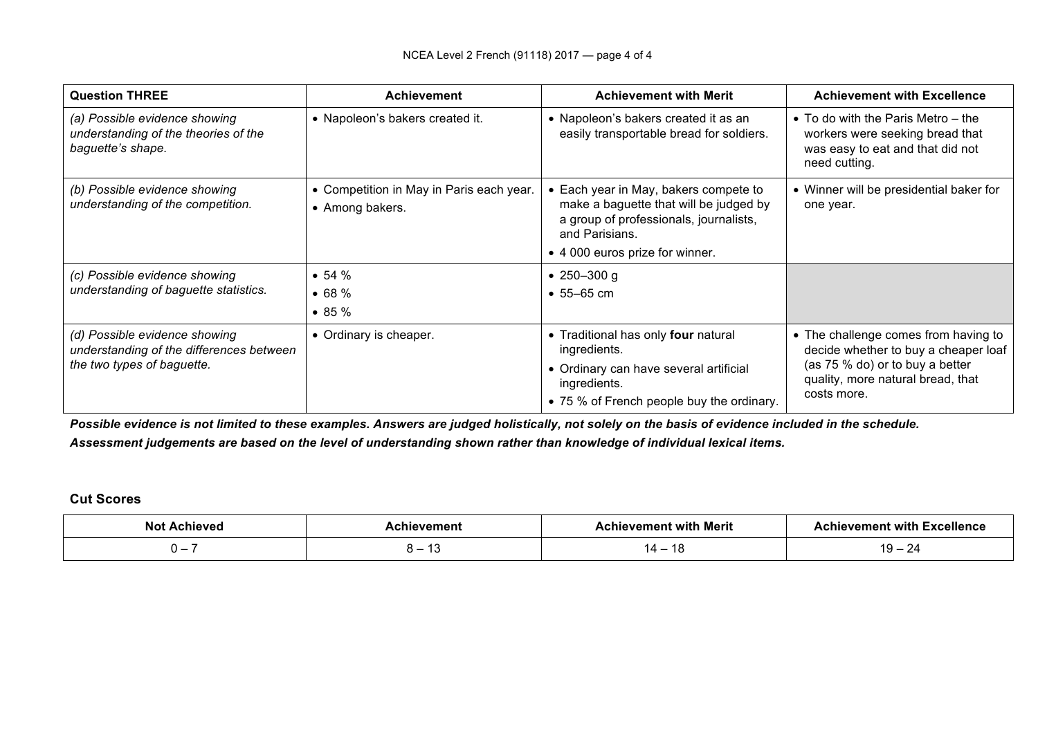| Question THREE | Achievement | Achievement with Merit | Achievement with Excellence |
|---|---|---|---|
| *(a) Possible evidence showing understanding of the theories of the baguette's shape.* | • Napoleon's bakers created it. | • Napoleon's bakers created it as an easily transportable bread for soldiers. | • To do with the Paris Metro – the workers were seeking bread that was easy to eat and that did not need cutting. |
| *(b) Possible evidence showing understanding of the competition.* | • Competition in May in Paris each year.<br>• Among bakers. | • Each year in May, bakers compete to make a baguette that will be judged by a group of professionals, journalists, and Parisians.<br>• 4 000 euros prize for winner. | • Winner will be presidential baker for one year. |
| *(c) Possible evidence showing understanding of baguette statistics.* | • 54 %<br>• 68 %<br>• 85 % | • 250–300 g<br>• 55–65 cm | |
| *(d) Possible evidence showing understanding of the differences between the two types of baguette.* | • Ordinary is cheaper. | • Traditional has only **four** natural ingredients.<br>• Ordinary can have several artificial ingredients.<br>• 75 % of French people buy the ordinary. | • The challenge comes from having to decide whether to buy a cheaper loaf (as 75 % do) or to buy a better quality, more natural bread, that costs more. |

***Possible evidence is not limited to these examples. Answers are judged holistically, not solely on the basis of evidence included in the schedule.***

***Assessment judgements are based on the level of understanding shown rather than knowledge of individual lexical items.***

## Cut Scores

| Not Achieved | Achievement | Achievement with Merit | Achievement with Excellence |
|---|---|---|---|
| 0 – 7 | 8 – 13 | 14 – 18 | 19 – 24 |